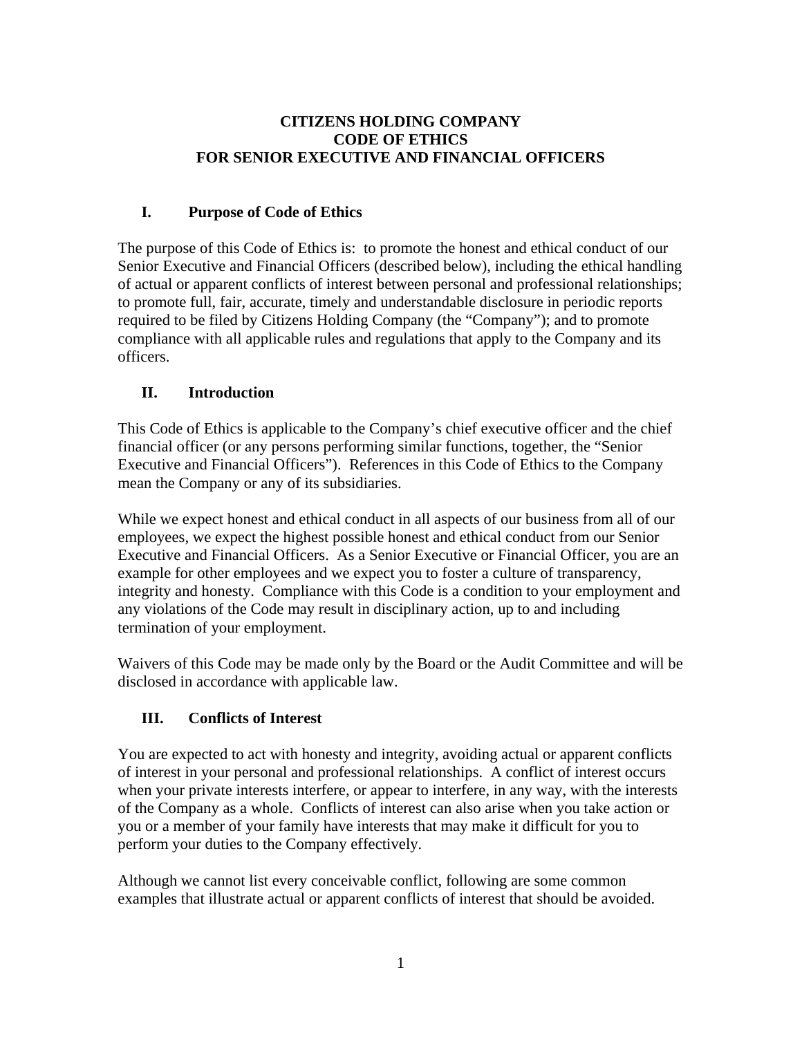# CITIZENS HOLDING COMPANY
# CODE OF ETHICS
# FOR SENIOR EXECUTIVE AND FINANCIAL OFFICERS

## I. Purpose of Code of Ethics

The purpose of this Code of Ethics is: to promote the honest and ethical conduct of our Senior Executive and Financial Officers (described below), including the ethical handling of actual or apparent conflicts of interest between personal and professional relationships; to promote full, fair, accurate, timely and understandable disclosure in periodic reports required to be filed by Citizens Holding Company (the "Company"); and to promote compliance with all applicable rules and regulations that apply to the Company and its officers.

## II. Introduction

This Code of Ethics is applicable to the Company's chief executive officer and the chief financial officer (or any persons performing similar functions, together, the "Senior Executive and Financial Officers"). References in this Code of Ethics to the Company mean the Company or any of its subsidiaries.

While we expect honest and ethical conduct in all aspects of our business from all of our employees, we expect the highest possible honest and ethical conduct from our Senior Executive and Financial Officers. As a Senior Executive or Financial Officer, you are an example for other employees and we expect you to foster a culture of transparency, integrity and honesty. Compliance with this Code is a condition to your employment and any violations of the Code may result in disciplinary action, up to and including termination of your employment.

Waivers of this Code may be made only by the Board or the Audit Committee and will be disclosed in accordance with applicable law.

## III. Conflicts of Interest

You are expected to act with honesty and integrity, avoiding actual or apparent conflicts of interest in your personal and professional relationships. A conflict of interest occurs when your private interests interfere, or appear to interfere, in any way, with the interests of the Company as a whole. Conflicts of interest can also arise when you take action or you or a member of your family have interests that may make it difficult for you to perform your duties to the Company effectively.

Although we cannot list every conceivable conflict, following are some common examples that illustrate actual or apparent conflicts of interest that should be avoided.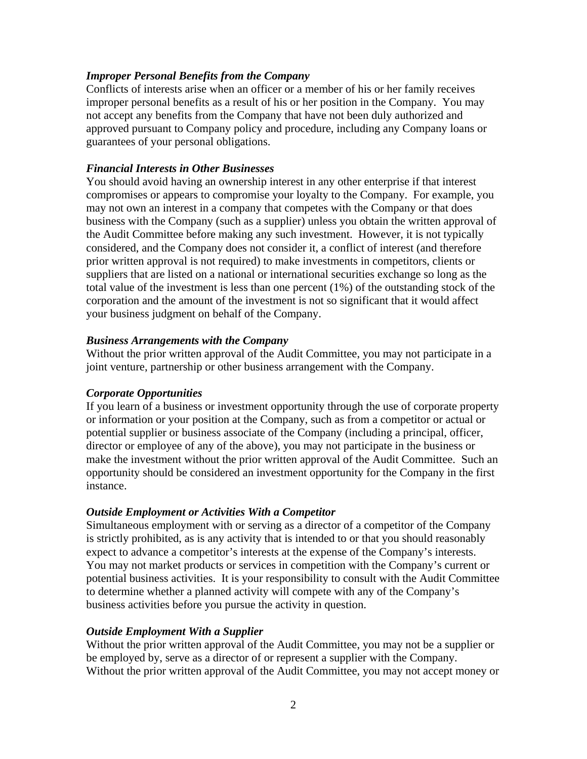***Improper Personal Benefits from the Company***

Conflicts of interests arise when an officer or a member of his or her family receives improper personal benefits as a result of his or her position in the Company. You may not accept any benefits from the Company that have not been duly authorized and approved pursuant to Company policy and procedure, including any Company loans or guarantees of your personal obligations.

***Financial Interests in Other Businesses***

You should avoid having an ownership interest in any other enterprise if that interest compromises or appears to compromise your loyalty to the Company. For example, you may not own an interest in a company that competes with the Company or that does business with the Company (such as a supplier) unless you obtain the written approval of the Audit Committee before making any such investment. However, it is not typically considered, and the Company does not consider it, a conflict of interest (and therefore prior written approval is not required) to make investments in competitors, clients or suppliers that are listed on a national or international securities exchange so long as the total value of the investment is less than one percent (1%) of the outstanding stock of the corporation and the amount of the investment is not so significant that it would affect your business judgment on behalf of the Company.

***Business Arrangements with the Company***

Without the prior written approval of the Audit Committee, you may not participate in a joint venture, partnership or other business arrangement with the Company.

***Corporate Opportunities***

If you learn of a business or investment opportunity through the use of corporate property or information or your position at the Company, such as from a competitor or actual or potential supplier or business associate of the Company (including a principal, officer, director or employee of any of the above), you may not participate in the business or make the investment without the prior written approval of the Audit Committee. Such an opportunity should be considered an investment opportunity for the Company in the first instance.

***Outside Employment or Activities With a Competitor***

Simultaneous employment with or serving as a director of a competitor of the Company is strictly prohibited, as is any activity that is intended to or that you should reasonably expect to advance a competitor's interests at the expense of the Company's interests. You may not market products or services in competition with the Company's current or potential business activities. It is your responsibility to consult with the Audit Committee to determine whether a planned activity will compete with any of the Company's business activities before you pursue the activity in question.

***Outside Employment With a Supplier***

Without the prior written approval of the Audit Committee, you may not be a supplier or be employed by, serve as a director of or represent a supplier with the Company. Without the prior written approval of the Audit Committee, you may not accept money or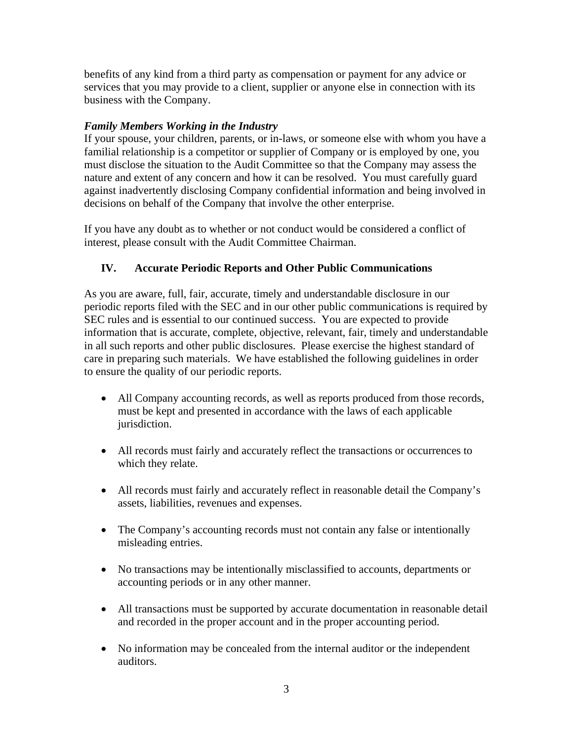benefits of any kind from a third party as compensation or payment for any advice or services that you may provide to a client, supplier or anyone else in connection with its business with the Company.

***Family Members Working in the Industry***
If your spouse, your children, parents, or in-laws, or someone else with whom you have a familial relationship is a competitor or supplier of Company or is employed by one, you must disclose the situation to the Audit Committee so that the Company may assess the nature and extent of any concern and how it can be resolved. You must carefully guard against inadvertently disclosing Company confidential information and being involved in decisions on behalf of the Company that involve the other enterprise.

If you have any doubt as to whether or not conduct would be considered a conflict of interest, please consult with the Audit Committee Chairman.

## IV. Accurate Periodic Reports and Other Public Communications

As you are aware, full, fair, accurate, timely and understandable disclosure in our periodic reports filed with the SEC and in our other public communications is required by SEC rules and is essential to our continued success. You are expected to provide information that is accurate, complete, objective, relevant, fair, timely and understandable in all such reports and other public disclosures. Please exercise the highest standard of care in preparing such materials. We have established the following guidelines in order to ensure the quality of our periodic reports.

- All Company accounting records, as well as reports produced from those records, must be kept and presented in accordance with the laws of each applicable jurisdiction.
- All records must fairly and accurately reflect the transactions or occurrences to which they relate.
- All records must fairly and accurately reflect in reasonable detail the Company's assets, liabilities, revenues and expenses.
- The Company's accounting records must not contain any false or intentionally misleading entries.
- No transactions may be intentionally misclassified to accounts, departments or accounting periods or in any other manner.
- All transactions must be supported by accurate documentation in reasonable detail and recorded in the proper account and in the proper accounting period.
- No information may be concealed from the internal auditor or the independent auditors.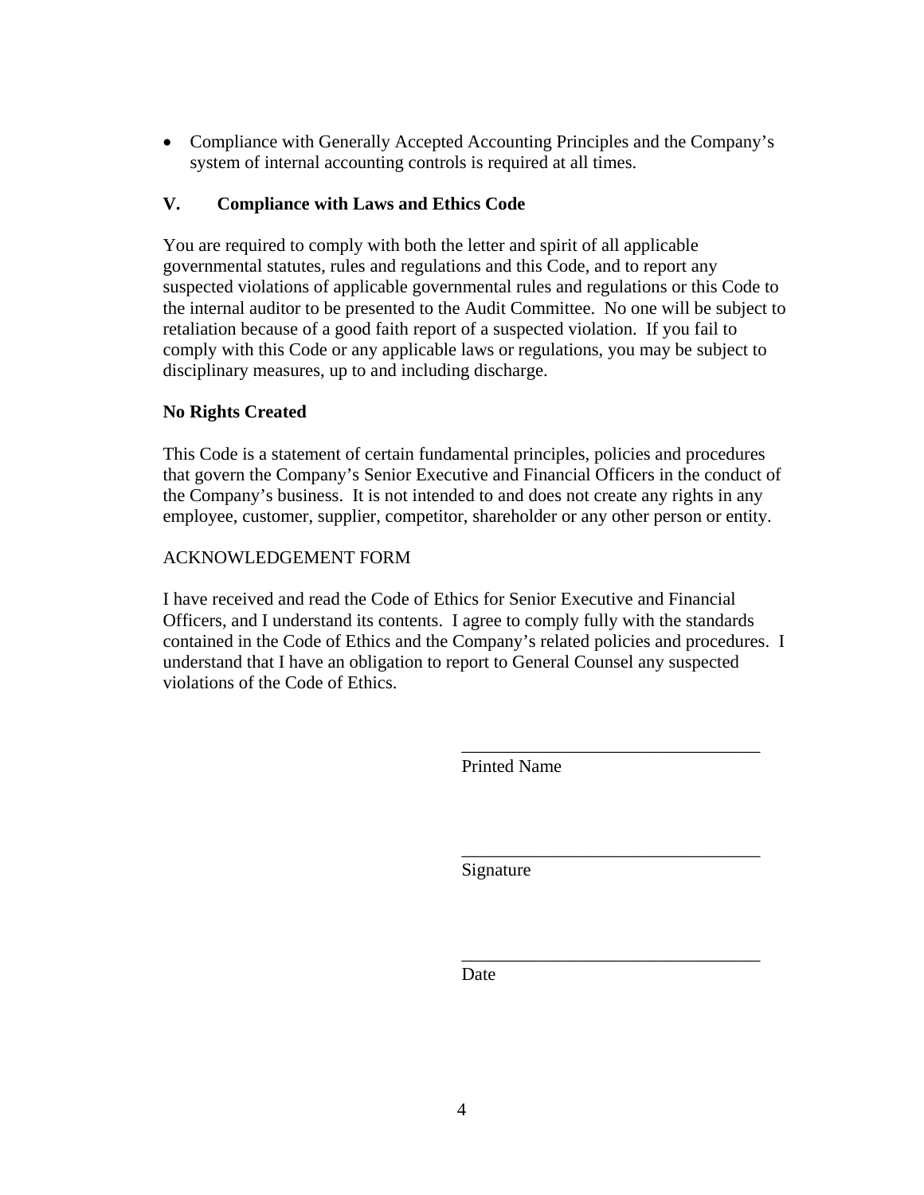- Compliance with Generally Accepted Accounting Principles and the Company's system of internal accounting controls is required at all times.

## V. Compliance with Laws and Ethics Code

You are required to comply with both the letter and spirit of all applicable governmental statutes, rules and regulations and this Code, and to report any suspected violations of applicable governmental rules and regulations or this Code to the internal auditor to be presented to the Audit Committee. No one will be subject to retaliation because of a good faith report of a suspected violation. If you fail to comply with this Code or any applicable laws or regulations, you may be subject to disciplinary measures, up to and including discharge.

**No Rights Created**

This Code is a statement of certain fundamental principles, policies and procedures that govern the Company's Senior Executive and Financial Officers in the conduct of the Company's business. It is not intended to and does not create any rights in any employee, customer, supplier, competitor, shareholder or any other person or entity.

ACKNOWLEDGEMENT FORM

I have received and read the Code of Ethics for Senior Executive and Financial Officers, and I understand its contents. I agree to comply fully with the standards contained in the Code of Ethics and the Company's related policies and procedures. I understand that I have an obligation to report to General Counsel any suspected violations of the Code of Ethics.

_________________________________
Printed Name

_________________________________
Signature

_________________________________
Date